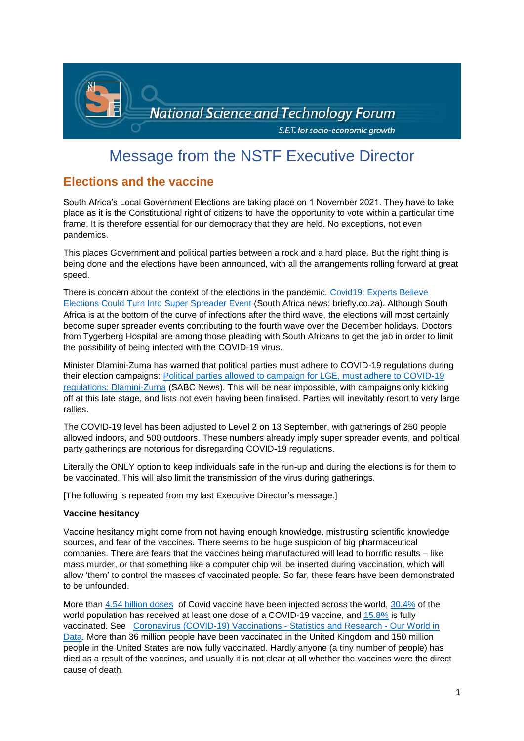# Message from the NSTF Executive Director

## Elections and the vaccine

South Africa's Local Government Elections are taking place on 1 November 2021. They have to take place as it is the Constitutional right of citizens to have the opportunity to vote within a particular time frame. It is therefore essential for our democracy that they are held. No exceptions, not even pandemics.

This places Government and political parties between a rock and a hard place. But the right thing is being done and the elections have been announced, with all the arrangements rolling forward at great speed.

There is concern about the context of the elections in the pandemic. [Covid19: Experts Believe Elections Could Turn Into Super Spreader Event] (South Africa news: briefly.co.za). Although South Africa is at the bottom of the curve of infections after the third wave, the elections will most certainly become super spreader events contributing to the fourth wave over the December holidays. Doctors from Tygerberg Hospital are among those pleading with South Africans to get the jab in order to limit the possibility of being infected with the COVID-19 virus.

Minister Dlamini-Zuma has warned that political parties must adhere to COVID-19 regulations during their election campaigns: [Political parties allowed to campaign for LGE, must adhere to COVID-19 regulations: Dlamini-Zuma] (SABC News). This will be near impossible, with campaigns only kicking off at this late stage, and lists not even having been finalised. Parties will inevitably resort to very large rallies.

The COVID-19 level has been adjusted to Level 2 on 13 September, with gatherings of 250 people allowed indoors, and 500 outdoors. These numbers already imply super spreader events, and political party gatherings are notorious for disregarding COVID-19 regulations.

Literally the ONLY option to keep individuals safe in the run-up and during the elections is for them to be vaccinated. This will also limit the transmission of the virus during gatherings.

[The following is repeated from my last Executive Director's message.]

**Vaccine hesitancy**

Vaccine hesitancy might come from not having enough knowledge, mistrusting scientific knowledge sources, and fear of the vaccines. There seems to be huge suspicion of big pharmaceutical companies. There are fears that the vaccines being manufactured will lead to horrific results – like mass murder, or that something like a computer chip will be inserted during vaccination, which will allow 'them' to control the masses of vaccinated people. So far, these fears have been demonstrated to be unfounded.

More than [4.54 billion doses] of Covid vaccine have been injected across the world, [30.4%] of the world population has received at least one dose of a COVID-19 vaccine, and [15.8%] is fully vaccinated. See [Coronavirus (COVID-19) Vaccinations - Statistics and Research - Our World in Data]. More than 36 million people have been vaccinated in the United Kingdom and 150 million people in the United States are now fully vaccinated. Hardly anyone (a tiny number of people) has died as a result of the vaccines, and usually it is not clear at all whether the vaccines were the direct cause of death.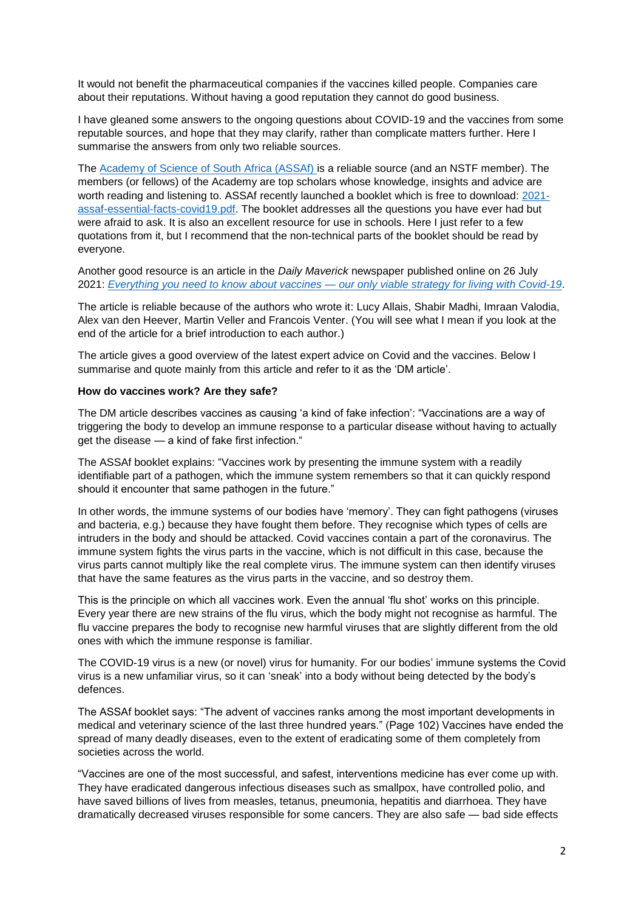It would not benefit the pharmaceutical companies if the vaccines killed people. Companies care about their reputations. Without having a good reputation they cannot do good business.

I have gleaned some answers to the ongoing questions about COVID-19 and the vaccines from some reputable sources, and hope that they may clarify, rather than complicate matters further. Here I summarise the answers from only two reliable sources.

The Academy of Science of South Africa (ASSAf) is a reliable source (and an NSTF member). The members (or fellows) of the Academy are top scholars whose knowledge, insights and advice are worth reading and listening to. ASSAf recently launched a booklet which is free to download: 2021-assaf-essential-facts-covid19.pdf. The booklet addresses all the questions you have ever had but were afraid to ask. It is also an excellent resource for use in schools. Here I just refer to a few quotations from it, but I recommend that the non-technical parts of the booklet should be read by everyone.

Another good resource is an article in the *Daily Maverick* newspaper published online on 26 July 2021: *Everything you need to know about vaccines — our only viable strategy for living with Covid-19*.

The article is reliable because of the authors who wrote it: Lucy Allais, Shabir Madhi, Imraan Valodia, Alex van den Heever, Martin Veller and Francois Venter. (You will see what I mean if you look at the end of the article for a brief introduction to each author.)

The article gives a good overview of the latest expert advice on Covid and the vaccines. Below I summarise and quote mainly from this article and refer to it as the 'DM article'.

**How do vaccines work? Are they safe?**

The DM article describes vaccines as causing 'a kind of fake infection': "Vaccinations are a way of triggering the body to develop an immune response to a particular disease without having to actually get the disease — a kind of fake first infection."

The ASSAf booklet explains: "Vaccines work by presenting the immune system with a readily identifiable part of a pathogen, which the immune system remembers so that it can quickly respond should it encounter that same pathogen in the future."

In other words, the immune systems of our bodies have 'memory'. They can fight pathogens (viruses and bacteria, e.g.) because they have fought them before. They recognise which types of cells are intruders in the body and should be attacked. Covid vaccines contain a part of the coronavirus. The immune system fights the virus parts in the vaccine, which is not difficult in this case, because the virus parts cannot multiply like the real complete virus. The immune system can then identify viruses that have the same features as the virus parts in the vaccine, and so destroy them.

This is the principle on which all vaccines work. Even the annual 'flu shot' works on this principle. Every year there are new strains of the flu virus, which the body might not recognise as harmful. The flu vaccine prepares the body to recognise new harmful viruses that are slightly different from the old ones with which the immune response is familiar.

The COVID-19 virus is a new (or novel) virus for humanity. For our bodies' immune systems the Covid virus is a new unfamiliar virus, so it can 'sneak' into a body without being detected by the body's defences.

The ASSAf booklet says: "The advent of vaccines ranks among the most important developments in medical and veterinary science of the last three hundred years." (Page 102) Vaccines have ended the spread of many deadly diseases, even to the extent of eradicating some of them completely from societies across the world.

"Vaccines are one of the most successful, and safest, interventions medicine has ever come up with. They have eradicated dangerous infectious diseases such as smallpox, have controlled polio, and have saved billions of lives from measles, tetanus, pneumonia, hepatitis and diarrhoea. They have dramatically decreased viruses responsible for some cancers. They are also safe — bad side effects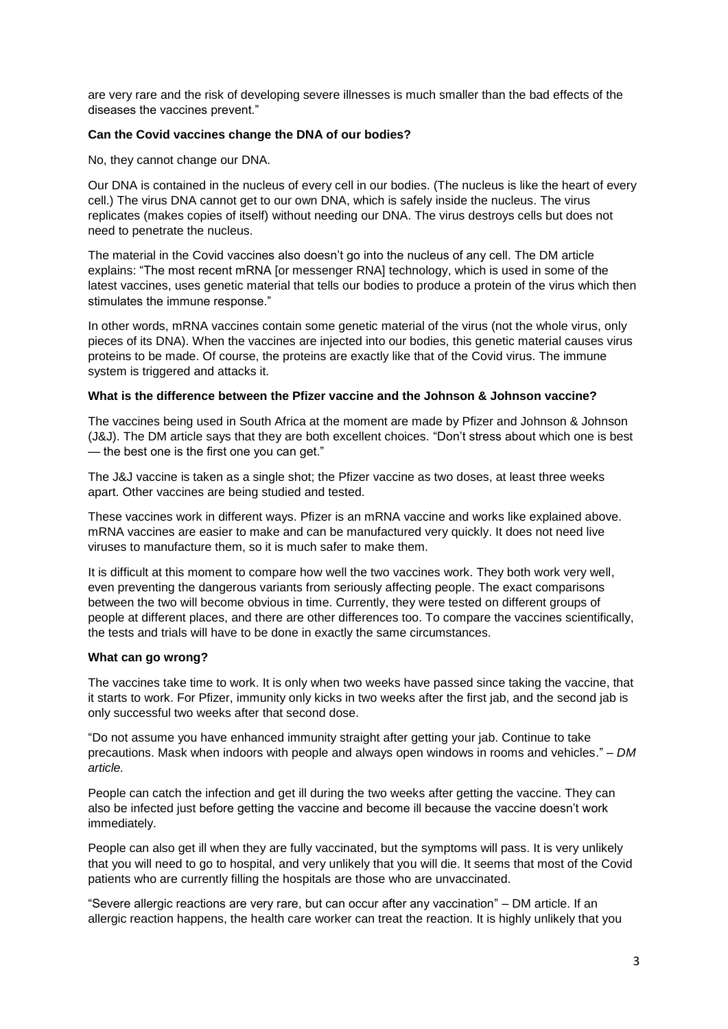are very rare and the risk of developing severe illnesses is much smaller than the bad effects of the diseases the vaccines prevent."

**Can the Covid vaccines change the DNA of our bodies?**

No, they cannot change our DNA.

Our DNA is contained in the nucleus of every cell in our bodies. (The nucleus is like the heart of every cell.) The virus DNA cannot get to our own DNA, which is safely inside the nucleus. The virus replicates (makes copies of itself) without needing our DNA. The virus destroys cells but does not need to penetrate the nucleus.

The material in the Covid vaccines also doesn't go into the nucleus of any cell. The DM article explains: "The most recent mRNA [or messenger RNA] technology, which is used in some of the latest vaccines, uses genetic material that tells our bodies to produce a protein of the virus which then stimulates the immune response."

In other words, mRNA vaccines contain some genetic material of the virus (not the whole virus, only pieces of its DNA). When the vaccines are injected into our bodies, this genetic material causes virus proteins to be made. Of course, the proteins are exactly like that of the Covid virus. The immune system is triggered and attacks it.

**What is the difference between the Pfizer vaccine and the Johnson & Johnson vaccine?**

The vaccines being used in South Africa at the moment are made by Pfizer and Johnson & Johnson (J&J). The DM article says that they are both excellent choices. "Don't stress about which one is best — the best one is the first one you can get."

The J&J vaccine is taken as a single shot; the Pfizer vaccine as two doses, at least three weeks apart. Other vaccines are being studied and tested.

These vaccines work in different ways. Pfizer is an mRNA vaccine and works like explained above. mRNA vaccines are easier to make and can be manufactured very quickly. It does not need live viruses to manufacture them, so it is much safer to make them.

It is difficult at this moment to compare how well the two vaccines work. They both work very well, even preventing the dangerous variants from seriously affecting people. The exact comparisons between the two will become obvious in time. Currently, they were tested on different groups of people at different places, and there are other differences too. To compare the vaccines scientifically, the tests and trials will have to be done in exactly the same circumstances.

**What can go wrong?**

The vaccines take time to work. It is only when two weeks have passed since taking the vaccine, that it starts to work. For Pfizer, immunity only kicks in two weeks after the first jab, and the second jab is only successful two weeks after that second dose.

"Do not assume you have enhanced immunity straight after getting your jab. Continue to take precautions. Mask when indoors with people and always open windows in rooms and vehicles." – *DM article.*

People can catch the infection and get ill during the two weeks after getting the vaccine. They can also be infected just before getting the vaccine and become ill because the vaccine doesn't work immediately.

People can also get ill when they are fully vaccinated, but the symptoms will pass. It is very unlikely that you will need to go to hospital, and very unlikely that you will die. It seems that most of the Covid patients who are currently filling the hospitals are those who are unvaccinated.

"Severe allergic reactions are very rare, but can occur after any vaccination" – DM article. If an allergic reaction happens, the health care worker can treat the reaction. It is highly unlikely that you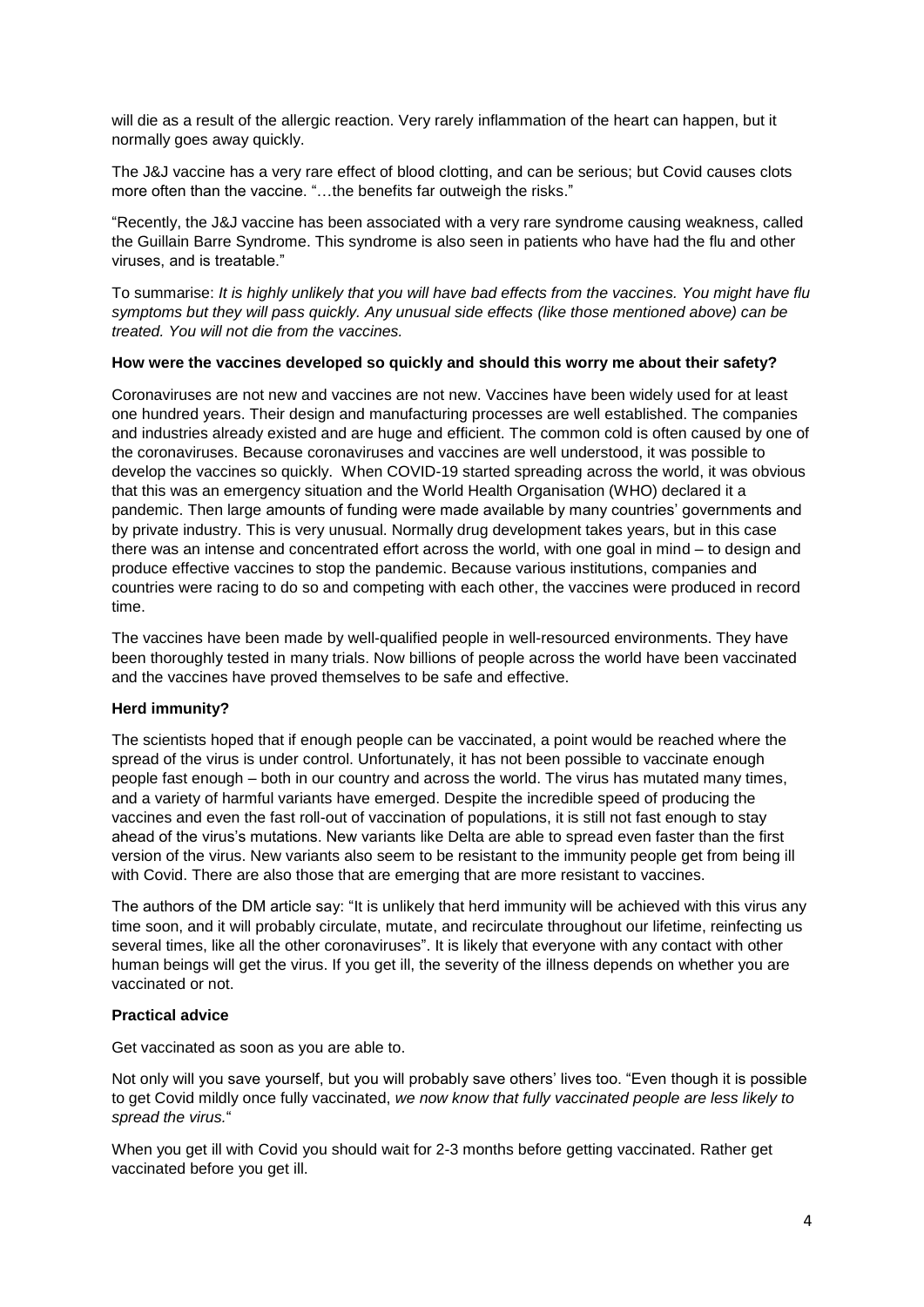will die as a result of the allergic reaction. Very rarely inflammation of the heart can happen, but it normally goes away quickly.

The J&J vaccine has a very rare effect of blood clotting, and can be serious; but Covid causes clots more often than the vaccine. "…the benefits far outweigh the risks."

"Recently, the J&J vaccine has been associated with a very rare syndrome causing weakness, called the Guillain Barre Syndrome. This syndrome is also seen in patients who have had the flu and other viruses, and is treatable."

To summarise: *It is highly unlikely that you will have bad effects from the vaccines. You might have flu symptoms but they will pass quickly. Any unusual side effects (like those mentioned above) can be treated. You will not die from the vaccines.*

**How were the vaccines developed so quickly and should this worry me about their safety?**

Coronaviruses are not new and vaccines are not new. Vaccines have been widely used for at least one hundred years. Their design and manufacturing processes are well established. The companies and industries already existed and are huge and efficient. The common cold is often caused by one of the coronaviruses. Because coronaviruses and vaccines are well understood, it was possible to develop the vaccines so quickly. When COVID-19 started spreading across the world, it was obvious that this was an emergency situation and the World Health Organisation (WHO) declared it a pandemic. Then large amounts of funding were made available by many countries' governments and by private industry. This is very unusual. Normally drug development takes years, but in this case there was an intense and concentrated effort across the world, with one goal in mind – to design and produce effective vaccines to stop the pandemic. Because various institutions, companies and countries were racing to do so and competing with each other, the vaccines were produced in record time.

The vaccines have been made by well-qualified people in well-resourced environments. They have been thoroughly tested in many trials. Now billions of people across the world have been vaccinated and the vaccines have proved themselves to be safe and effective.

**Herd immunity?**

The scientists hoped that if enough people can be vaccinated, a point would be reached where the spread of the virus is under control. Unfortunately, it has not been possible to vaccinate enough people fast enough – both in our country and across the world. The virus has mutated many times, and a variety of harmful variants have emerged. Despite the incredible speed of producing the vaccines and even the fast roll-out of vaccination of populations, it is still not fast enough to stay ahead of the virus's mutations. New variants like Delta are able to spread even faster than the first version of the virus. New variants also seem to be resistant to the immunity people get from being ill with Covid. There are also those that are emerging that are more resistant to vaccines.

The authors of the DM article say: "It is unlikely that herd immunity will be achieved with this virus any time soon, and it will probably circulate, mutate, and recirculate throughout our lifetime, reinfecting us several times, like all the other coronaviruses". It is likely that everyone with any contact with other human beings will get the virus. If you get ill, the severity of the illness depends on whether you are vaccinated or not.

**Practical advice**

Get vaccinated as soon as you are able to.

Not only will you save yourself, but you will probably save others' lives too. "Even though it is possible to get Covid mildly once fully vaccinated, *we now know that fully vaccinated people are less likely to spread the virus.*"

When you get ill with Covid you should wait for 2-3 months before getting vaccinated. Rather get vaccinated before you get ill.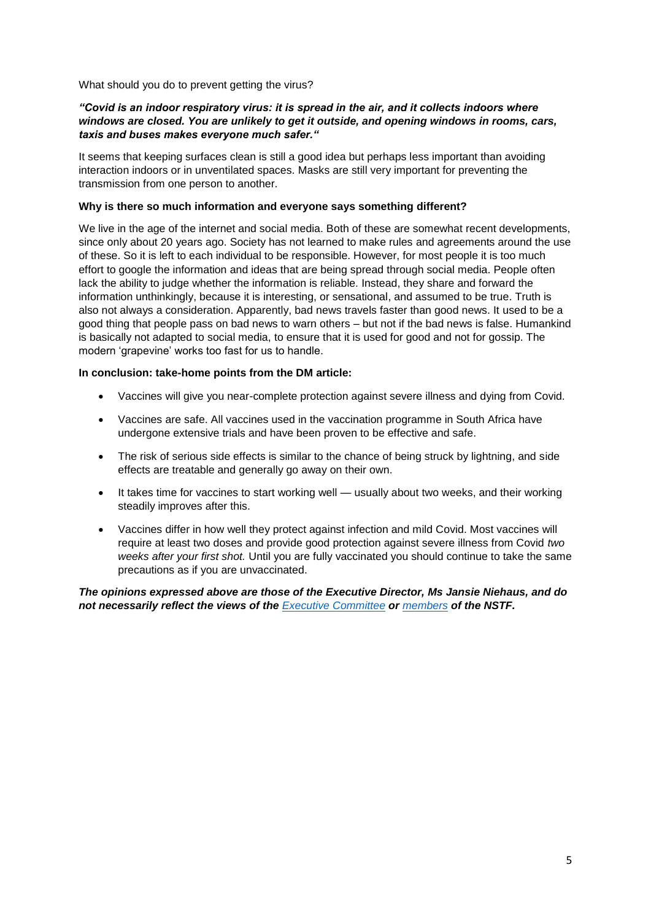What should you do to prevent getting the virus?

***"Covid is an indoor respiratory virus: it is spread in the air, and it collects indoors where windows are closed. You are unlikely to get it outside, and opening windows in rooms, cars, taxis and buses makes everyone much safer."***

It seems that keeping surfaces clean is still a good idea but perhaps less important than avoiding interaction indoors or in unventilated spaces. Masks are still very important for preventing the transmission from one person to another.

**Why is there so much information and everyone says something different?**

We live in the age of the internet and social media. Both of these are somewhat recent developments, since only about 20 years ago. Society has not learned to make rules and agreements around the use of these. So it is left to each individual to be responsible. However, for most people it is too much effort to google the information and ideas that are being spread through social media. People often lack the ability to judge whether the information is reliable. Instead, they share and forward the information unthinkingly, because it is interesting, or sensational, and assumed to be true. Truth is also not always a consideration. Apparently, bad news travels faster than good news. It used to be a good thing that people pass on bad news to warn others – but not if the bad news is false. Humankind is basically not adapted to social media, to ensure that it is used for good and not for gossip. The modern 'grapevine' works too fast for us to handle.

**In conclusion: take-home points from the DM article:**

- Vaccines will give you near-complete protection against severe illness and dying from Covid.
- Vaccines are safe. All vaccines used in the vaccination programme in South Africa have undergone extensive trials and have been proven to be effective and safe.
- The risk of serious side effects is similar to the chance of being struck by lightning, and side effects are treatable and generally go away on their own.
- It takes time for vaccines to start working well — usually about two weeks, and their working steadily improves after this.
- Vaccines differ in how well they protect against infection and mild Covid. Most vaccines will require at least two doses and provide good protection against severe illness from Covid *two weeks after your first shot.* Until you are fully vaccinated you should continue to take the same precautions as if you are unvaccinated.

***The opinions expressed above are those of the Executive Director, Ms Jansie Niehaus, and do not necessarily reflect the views of the Executive Committee or members of the NSTF.***